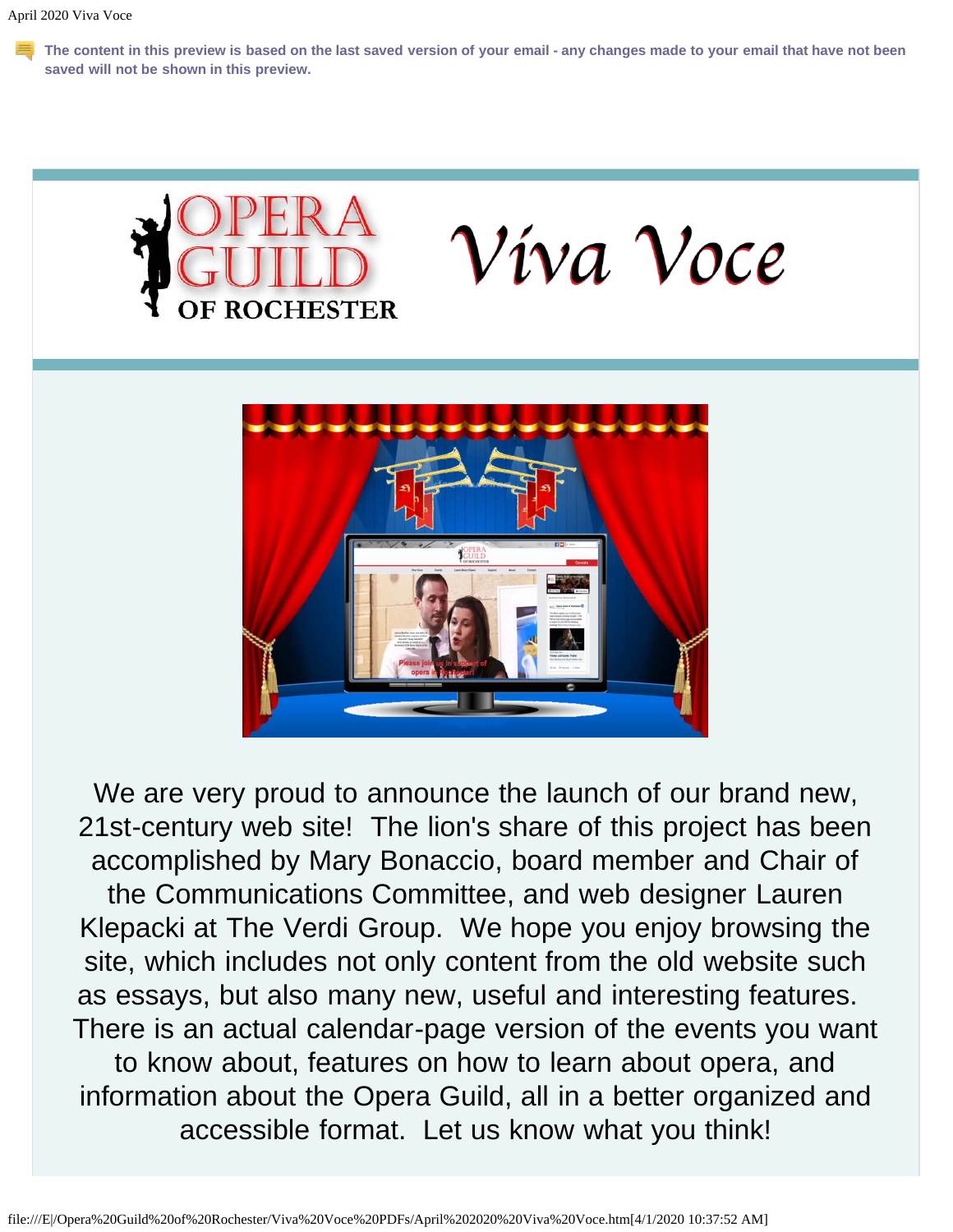The content in this preview is based on the last saved version of your email - any changes made to your email that have not been saved will not be shown in this preview.

# OPERA GUILD OF ROCHESTER

# *Viva Voce*

We are very proud to announce the launch of our brand new, 21st-century web site! The lion's share of this project has been accomplished by Mary Bonaccio, board member and Chair of the Communications Committee, and web designer Lauren Klepacki at The Verdi Group. We hope you enjoy browsing the site, which includes not only content from the old website such as essays, but also many new, useful and interesting features. There is an actual calendar-page version of the events you want to know about, features on how to learn about opera, and information about the Opera Guild, all in a better organized and accessible format. Let us know what you think!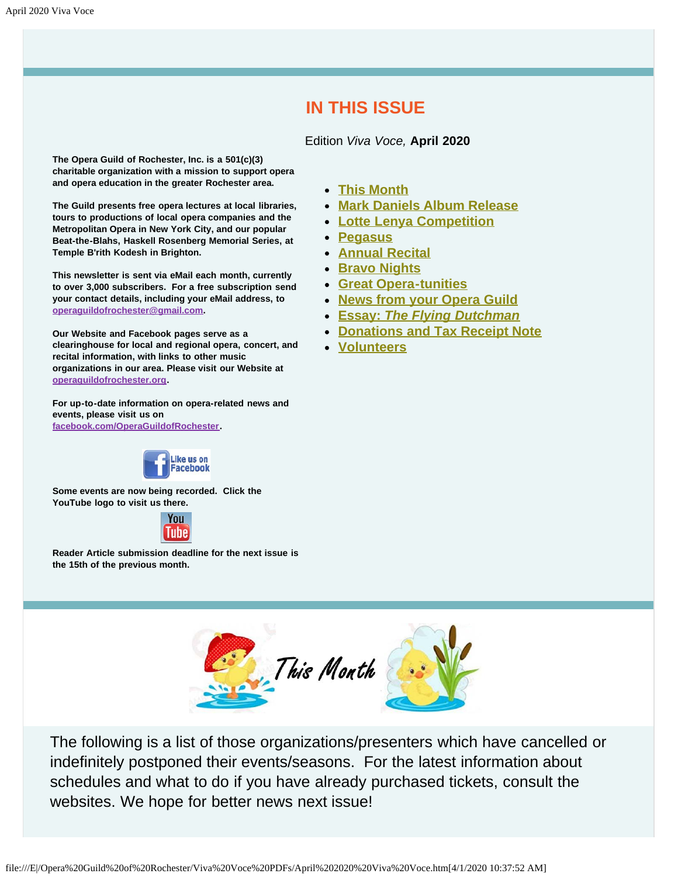## IN THIS ISSUE

Edition *Viva Voce,* **April 2020**

- This Month
- Mark Daniels Album Release
- Lotte Lenya Competition
- Pegasus
- Annual Recital
- Bravo Nights
- Great Opera-tunities
- News from your Opera Guild
- Essay: *The Flying Dutchman*
- Donations and Tax Receipt Note
- Volunteers

**The Opera Guild of Rochester, Inc. is a 501(c)(3) charitable organization with a mission to support opera and opera education in the greater Rochester area.**

**The Guild presents free opera lectures at local libraries, tours to productions of local opera companies and the Metropolitan Opera in New York City, and our popular Beat-the-Blahs, Haskell Rosenberg Memorial Series, at Temple B'rith Kodesh in Brighton.**

**This newsletter is sent via eMail each month, currently to over 3,000 subscribers. For a free subscription send your contact details, including your eMail address, to operaguildofrochester@gmail.com.**

**Our Website and Facebook pages serve as a clearinghouse for local and regional opera, concert, and recital information, with links to other music organizations in our area. Please visit our Website at operaguildofrochester.org.**

**For up-to-date information on opera-related news and events, please visit us on facebook.com/OperaGuildofRochester.**

**Some events are now being recorded. Click the YouTube logo to visit us there.**

**Reader Article submission deadline for the next issue is the 15th of the previous month.**

## This Month

The following is a list of those organizations/presenters which have cancelled or indefinitely postponed their events/seasons. For the latest information about schedules and what to do if you have already purchased tickets, consult the websites. We hope for better news next issue!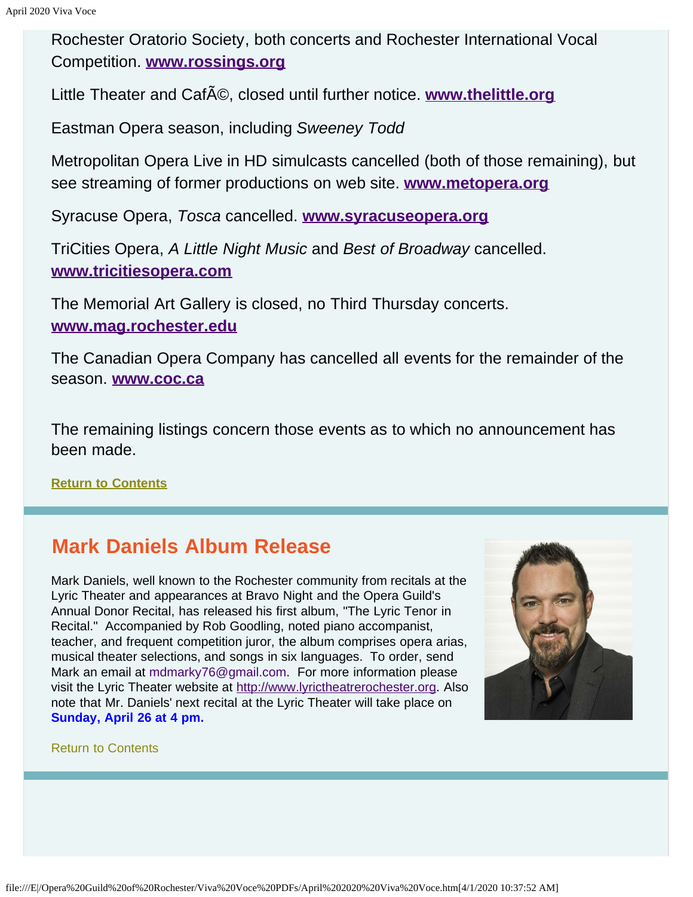Rochester Oratorio Society, both concerts and Rochester International Vocal Competition. **www.rossings.org**

Little Theater and CafÃ©, closed until further notice. **www.thelittle.org**

Eastman Opera season, including *Sweeney Todd*

Metropolitan Opera Live in HD simulcasts cancelled (both of those remaining), but see streaming of former productions on web site. **www.metopera.org**

Syracuse Opera, *Tosca* cancelled. **www.syracuseopera.org**

TriCities Opera, *A Little Night Music* and *Best of Broadway* cancelled. **www.tricitiesopera.com**

The Memorial Art Gallery is closed, no Third Thursday concerts. **www.mag.rochester.edu**

The Canadian Opera Company has cancelled all events for the remainder of the season. **www.coc.ca**

The remaining listings concern those events as to which no announcement has been made.

**Return to Contents**

## Mark Daniels Album Release

Mark Daniels, well known to the Rochester community from recitals at the Lyric Theater and appearances at Bravo Night and the Opera Guild's Annual Donor Recital, has released his first album, "The Lyric Tenor in Recital." Accompanied by Rob Goodling, noted piano accompanist, teacher, and frequent competition juror, the album comprises opera arias, musical theater selections, and songs in six languages. To order, send Mark an email at mdmarky76@gmail.com. For more information please visit the Lyric Theater website at http://www.lyrictheatrerochester.org. Also note that Mr. Daniels' next recital at the Lyric Theater will take place on **Sunday, April 26 at 4 pm.**

Return to Contents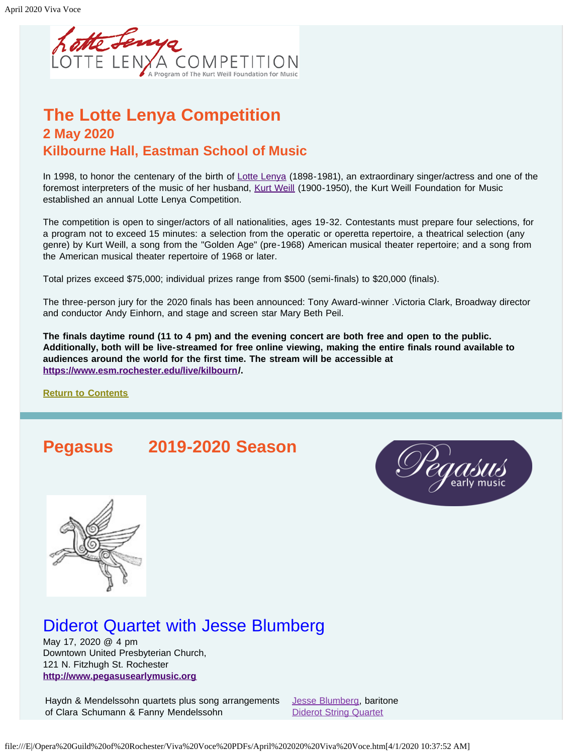## The Lotte Lenya Competition

### 2 May 2020

### Kilbourne Hall, Eastman School of Music

In 1998, to honor the centenary of the birth of Lotte Lenya (1898-1981), an extraordinary singer/actress and one of the foremost interpreters of the music of her husband, Kurt Weill (1900-1950), the Kurt Weill Foundation for Music established an annual Lotte Lenya Competition.

The competition is open to singer/actors of all nationalities, ages 19-32. Contestants must prepare four selections, for a program not to exceed 15 minutes: a selection from the operatic or operetta repertoire, a theatrical selection (any genre) by Kurt Weill, a song from the "Golden Age" (pre-1968) American musical theater repertoire; and a song from the American musical theater repertoire of 1968 or later.

Total prizes exceed $75,000; individual prizes range from $500 (semi-finals) to $20,000 (finals).

The three-person jury for the 2020 finals has been announced: Tony Award-winner .Victoria Clark, Broadway director and conductor Andy Einhorn, and stage and screen star Mary Beth Peil.

**The finals daytime round (11 to 4 pm) and the evening concert are both free and open to the public. Additionally, both will be live-streamed for free online viewing, making the entire finals round available to audiences around the world for the first time. The stream will be accessible at https://www.esm.rochester.edu/live/kilbourn/.**

**Return to Contents**

## Pegasus 2019-2020 Season

## Diderot Quartet with Jesse Blumberg

May 17, 2020 @ 4 pm
Downtown United Presbyterian Church,
121 N. Fitzhugh St. Rochester
**http://www.pegasusearlymusic.org**

Haydn & Mendelssohn quartets plus song arrangements of Clara Schumann & Fanny Mendelssohn

Jesse Blumberg, baritone
Diderot String Quartet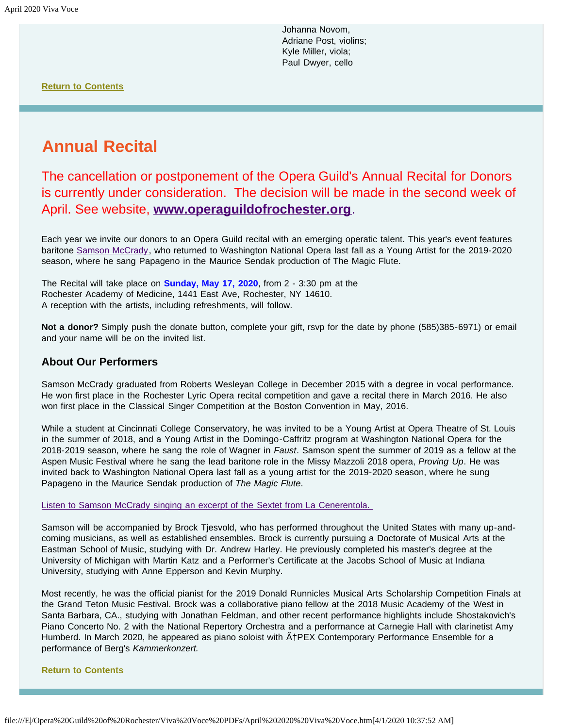Johanna Novom,
Adriane Post, violins;
Kyle Miller, viola;
Paul Dwyer, cello

**Return to Contents**

## Annual Recital

The cancellation or postponement of the Opera Guild's Annual Recital for Donors is currently under consideration. The decision will be made in the second week of April. See website, **www.operaguildofrochester.org**.

Each year we invite our donors to an Opera Guild recital with an emerging operatic talent. This year's event features baritone Samson McCrady, who returned to Washington National Opera last fall as a Young Artist for the 2019-2020 season, where he sang Papageno in the Maurice Sendak production of The Magic Flute.

The Recital will take place on **Sunday, May 17, 2020**, from 2 - 3:30 pm at the Rochester Academy of Medicine, 1441 East Ave, Rochester, NY 14610.
A reception with the artists, including refreshments, will follow.

**Not a donor?** Simply push the donate button, complete your gift, rsvp for the date by phone (585)385-6971) or email and your name will be on the invited list.

### About Our Performers

Samson McCrady graduated from Roberts Wesleyan College in December 2015 with a degree in vocal performance. He won first place in the Rochester Lyric Opera recital competition and gave a recital there in March 2016. He also won first place in the Classical Singer Competition at the Boston Convention in May, 2016.

While a student at Cincinnati College Conservatory, he was invited to be a Young Artist at Opera Theatre of St. Louis in the summer of 2018, and a Young Artist in the Domingo-Caffritz program at Washington National Opera for the 2018-2019 season, where he sang the role of Wagner in *Faust*. Samson spent the summer of 2019 as a fellow at the Aspen Music Festival where he sang the lead baritone role in the Missy Mazzoli 2018 opera, *Proving Up*. He was invited back to Washington National Opera last fall as a young artist for the 2019-2020 season, where he sung Papageno in the Maurice Sendak production of *The Magic Flute*.

Listen to Samson McCrady singing an excerpt of the Sextet from La Cenerentola.

Samson will be accompanied by Brock Tjesvold, who has performed throughout the United States with many up-and-coming musicians, as well as established ensembles. Brock is currently pursuing a Doctorate of Musical Arts at the Eastman School of Music, studying with Dr. Andrew Harley. He previously completed his master's degree at the University of Michigan with Martin Katz and a Performer's Certificate at the Jacobs School of Music at Indiana University, studying with Anne Epperson and Kevin Murphy.

Most recently, he was the official pianist for the 2019 Donald Runnicles Musical Arts Scholarship Competition Finals at the Grand Teton Music Festival. Brock was a collaborative piano fellow at the 2018 Music Academy of the West in Santa Barbara, CA., studying with Jonathan Feldman, and other recent performance highlights include Shostakovich's Piano Concerto No. 2 with the National Repertory Orchestra and a performance at Carnegie Hall with clarinetist Amy Humberd. In March 2020, he appeared as piano soloist with Ã†PEX Contemporary Performance Ensemble for a performance of Berg's *Kammerkonzert.*

**Return to Contents**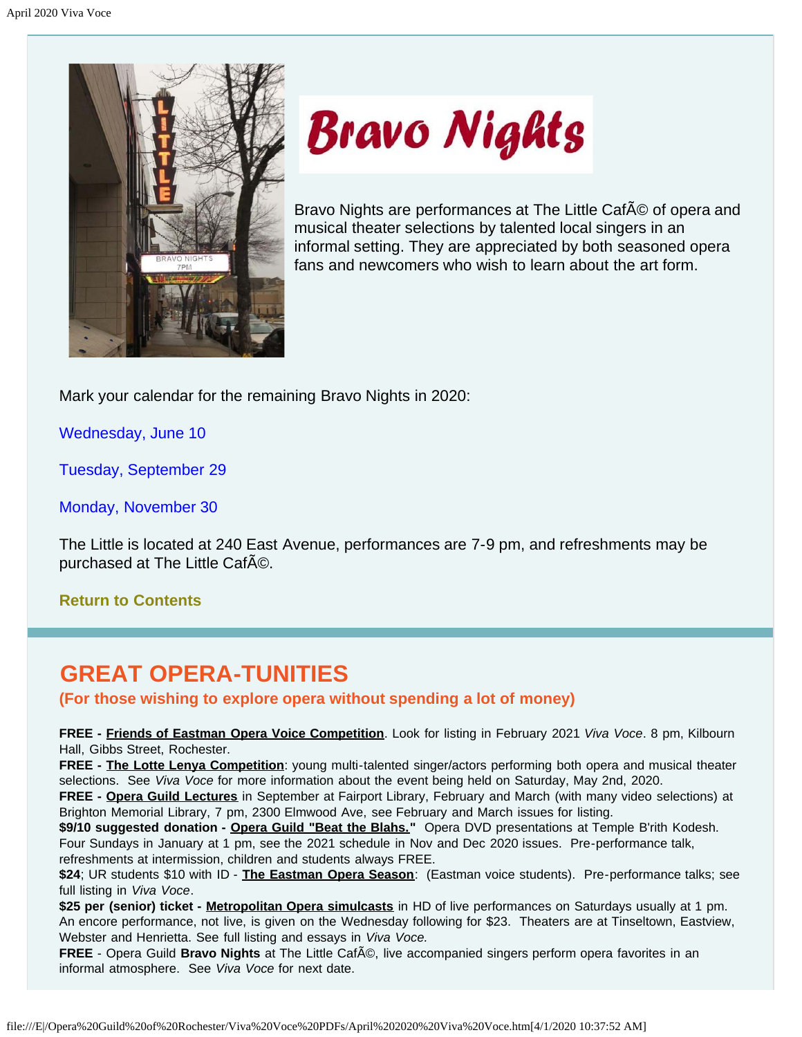# Bravo Nights

Bravo Nights are performances at The Little CafÃ© of opera and musical theater selections by talented local singers in an informal setting. They are appreciated by both seasoned opera fans and newcomers who wish to learn about the art form.

Mark your calendar for the remaining Bravo Nights in 2020:

Wednesday, June 10

Tuesday, September 29

Monday, November 30

The Little is located at 240 East Avenue, performances are 7-9 pm, and refreshments may be purchased at The Little CafÃ©.

**Return to Contents**

## GREAT OPERA-TUNITIES

### (For those wishing to explore opera without spending a lot of money)

**FREE - Friends of Eastman Opera Voice Competition**. Look for listing in February 2021 *Viva Voce*. 8 pm, Kilbourn Hall, Gibbs Street, Rochester.
**FREE - The Lotte Lenya Competition**: young multi-talented singer/actors performing both opera and musical theater selections. See *Viva Voce* for more information about the event being held on Saturday, May 2nd, 2020.
**FREE - Opera Guild Lectures** in September at Fairport Library, February and March (with many video selections) at Brighton Memorial Library, 7 pm, 2300 Elmwood Ave, see February and March issues for listing.
**$9/10 suggested donation - Opera Guild "Beat the Blahs."** Opera DVD presentations at Temple B'rith Kodesh. Four Sundays in January at 1 pm, see the 2021 schedule in Nov and Dec 2020 issues. Pre-performance talk, refreshments at intermission, children and students always FREE.
**$24**; UR students $10 with ID - **The Eastman Opera Season**: (Eastman voice students). Pre-performance talks; see full listing in *Viva Voce*.
**$25 per (senior) ticket - Metropolitan Opera simulcasts** in HD of live performances on Saturdays usually at 1 pm. An encore performance, not live, is given on the Wednesday following for $23. Theaters are at Tinseltown, Eastview, Webster and Henrietta. See full listing and essays in *Viva Voce.*
**FREE** - Opera Guild **Bravo Nights** at The Little CafÃ©, live accompanied singers perform opera favorites in an informal atmosphere. See *Viva Voce* for next date.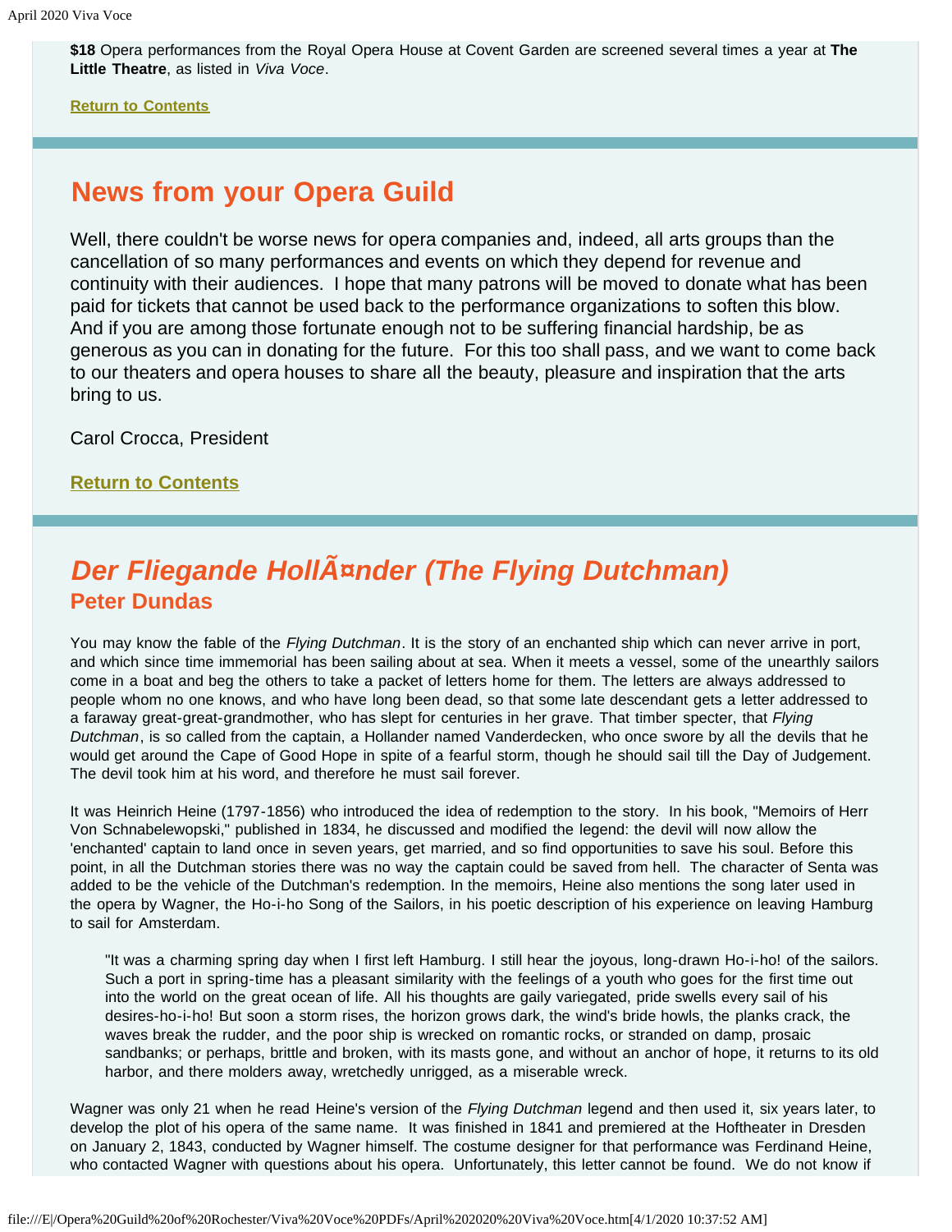**$18** Opera performances from the Royal Opera House at Covent Garden are screened several times a year at **The Little Theatre**, as listed in *Viva Voce*.

**Return to Contents**

## News from your Opera Guild

Well, there couldn't be worse news for opera companies and, indeed, all arts groups than the cancellation of so many performances and events on which they depend for revenue and continuity with their audiences.  I hope that many patrons will be moved to donate what has been paid for tickets that cannot be used back to the performance organizations to soften this blow. And if you are among those fortunate enough not to be suffering financial hardship, be as generous as you can in donating for the future.  For this too shall pass, and we want to come back to our theaters and opera houses to share all the beauty, pleasure and inspiration that the arts bring to us.

Carol Crocca, President

**Return to Contents**

## *Der Fliegande HollÃ¤nder (The Flying Dutchman)*
### Peter Dundas

You may know the fable of the *Flying Dutchman*. It is the story of an enchanted ship which can never arrive in port, and which since time immemorial has been sailing about at sea. When it meets a vessel, some of the unearthly sailors come in a boat and beg the others to take a packet of letters home for them. The letters are always addressed to people whom no one knows, and who have long been dead, so that some late descendant gets a letter addressed to a faraway great-great-grandmother, who has slept for centuries in her grave. That timber specter, that *Flying Dutchman*, is so called from the captain, a Hollander named Vanderdecken, who once swore by all the devils that he would get around the Cape of Good Hope in spite of a fearful storm, though he should sail till the Day of Judgement. The devil took him at his word, and therefore he must sail forever.

It was Heinrich Heine (1797-1856) who introduced the idea of redemption to the story.  In his book, "Memoirs of Herr Von Schnabelewopski," published in 1834, he discussed and modified the legend: the devil will now allow the 'enchanted' captain to land once in seven years, get married, and so find opportunities to save his soul. Before this point, in all the Dutchman stories there was no way the captain could be saved from hell.  The character of Senta was added to be the vehicle of the Dutchman's redemption. In the memoirs, Heine also mentions the song later used in the opera by Wagner, the Ho-i-ho Song of the Sailors, in his poetic description of his experience on leaving Hamburg to sail for Amsterdam.

> "It was a charming spring day when I first left Hamburg. I still hear the joyous, long-drawn Ho-i-ho! of the sailors. Such a port in spring-time has a pleasant similarity with the feelings of a youth who goes for the first time out into the world on the great ocean of life. All his thoughts are gaily variegated, pride swells every sail of his desires-ho-i-ho! But soon a storm rises, the horizon grows dark, the wind's bride howls, the planks crack, the waves break the rudder, and the poor ship is wrecked on romantic rocks, or stranded on damp, prosaic sandbanks; or perhaps, brittle and broken, with its masts gone, and without an anchor of hope, it returns to its old harbor, and there molders away, wretchedly unrigged, as a miserable wreck.

Wagner was only 21 when he read Heine's version of the *Flying Dutchman* legend and then used it, six years later, to develop the plot of his opera of the same name.  It was finished in 1841 and premiered at the Hoftheater in Dresden on January 2, 1843, conducted by Wagner himself. The costume designer for that performance was Ferdinand Heine, who contacted Wagner with questions about his opera.  Unfortunately, this letter cannot be found.  We do not know if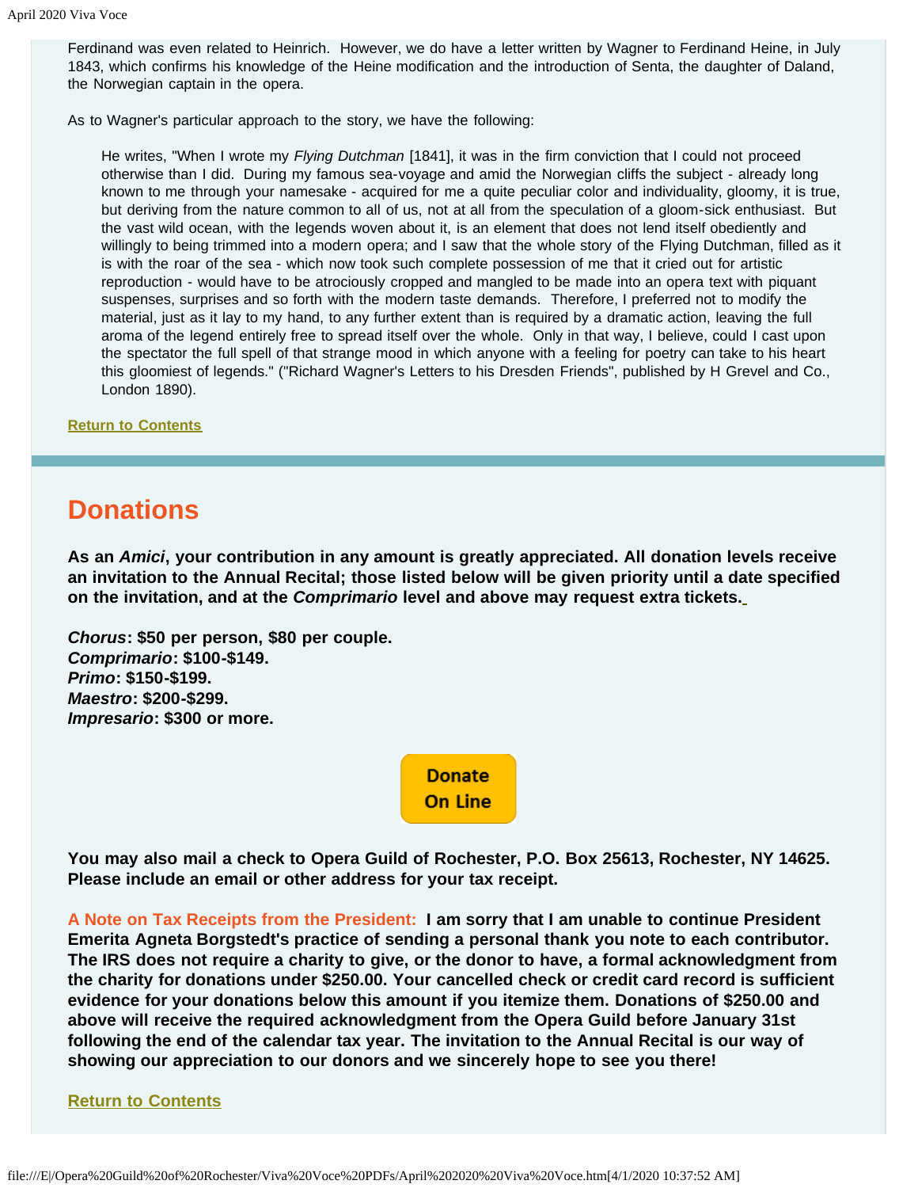Ferdinand was even related to Heinrich. However, we do have a letter written by Wagner to Ferdinand Heine, in July 1843, which confirms his knowledge of the Heine modification and the introduction of Senta, the daughter of Daland, the Norwegian captain in the opera.

As to Wagner's particular approach to the story, we have the following:

> He writes, "When I wrote my *Flying Dutchman* [1841], it was in the firm conviction that I could not proceed otherwise than I did. During my famous sea-voyage and amid the Norwegian cliffs the subject - already long known to me through your namesake - acquired for me a quite peculiar color and individuality, gloomy, it is true, but deriving from the nature common to all of us, not at all from the speculation of a gloom-sick enthusiast. But the vast wild ocean, with the legends woven about it, is an element that does not lend itself obediently and willingly to being trimmed into a modern opera; and I saw that the whole story of the Flying Dutchman, filled as it is with the roar of the sea - which now took such complete possession of me that it cried out for artistic reproduction - would have to be atrociously cropped and mangled to be made into an opera text with piquant suspenses, surprises and so forth with the modern taste demands. Therefore, I preferred not to modify the material, just as it lay to my hand, to any further extent than is required by a dramatic action, leaving the full aroma of the legend entirely free to spread itself over the whole. Only in that way, I believe, could I cast upon the spectator the full spell of that strange mood in which anyone with a feeling for poetry can take to his heart this gloomiest of legends." ("Richard Wagner's Letters to his Dresden Friends", published by H Grevel and Co., London 1890).

Return to Contents

## Donations

**As an *Amici*, your contribution in any amount is greatly appreciated. All donation levels receive an invitation to the Annual Recital; those listed below will be given priority until a date specified on the invitation, and at the *Comprimario* level and above may request extra tickets.**

***Chorus*: $50 per person, $80 per couple.**
***Comprimario*: $100-$149.**
***Primo*: $150-$199.**
***Maestro*: $200-$299.**
***Impresario*: $300 or more.**

Donate On Line

**You may also mail a check to Opera Guild of Rochester, P.O. Box 25613, Rochester, NY 14625. Please include an email or other address for your tax receipt.**

A Note on Tax Receipts from the President: **I am sorry that I am unable to continue President Emerita Agneta Borgstedt's practice of sending a personal thank you note to each contributor. The IRS does not require a charity to give, or the donor to have, a formal acknowledgment from the charity for donations under $250.00. Your cancelled check or credit card record is sufficient evidence for your donations below this amount if you itemize them. Donations of $250.00 and above will receive the required acknowledgment from the Opera Guild before January 31st following the end of the calendar tax year. The invitation to the Annual Recital is our way of showing our appreciation to our donors and we sincerely hope to see you there!**

Return to Contents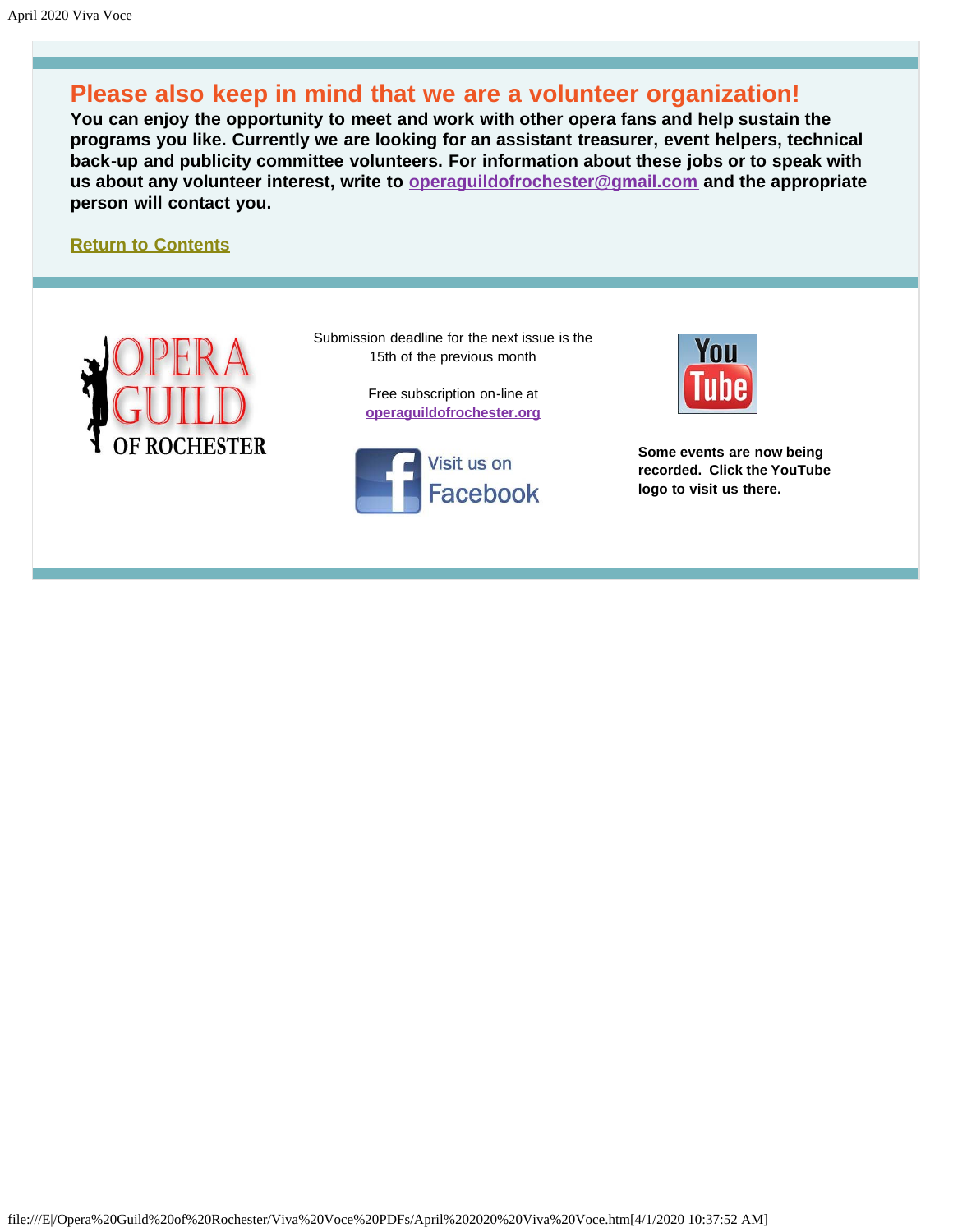## Please also keep in mind that we are a volunteer organization!

**You can enjoy the opportunity to meet and work with other opera fans and help sustain the programs you like. Currently we are looking for an assistant treasurer, event helpers, technical back-up and publicity committee volunteers. For information about these jobs or to speak with us about any volunteer interest, write to operaguildofrochester@gmail.com and the appropriate person will contact you.**

**Return to Contents**

OPERA GUILD OF ROCHESTER

Submission deadline for the next issue is the 15th of the previous month

Free subscription on-line at **operaguildofrochester.org**

Visit us on Facebook

You Tube

**Some events are now being recorded. Click the YouTube logo to visit us there.**